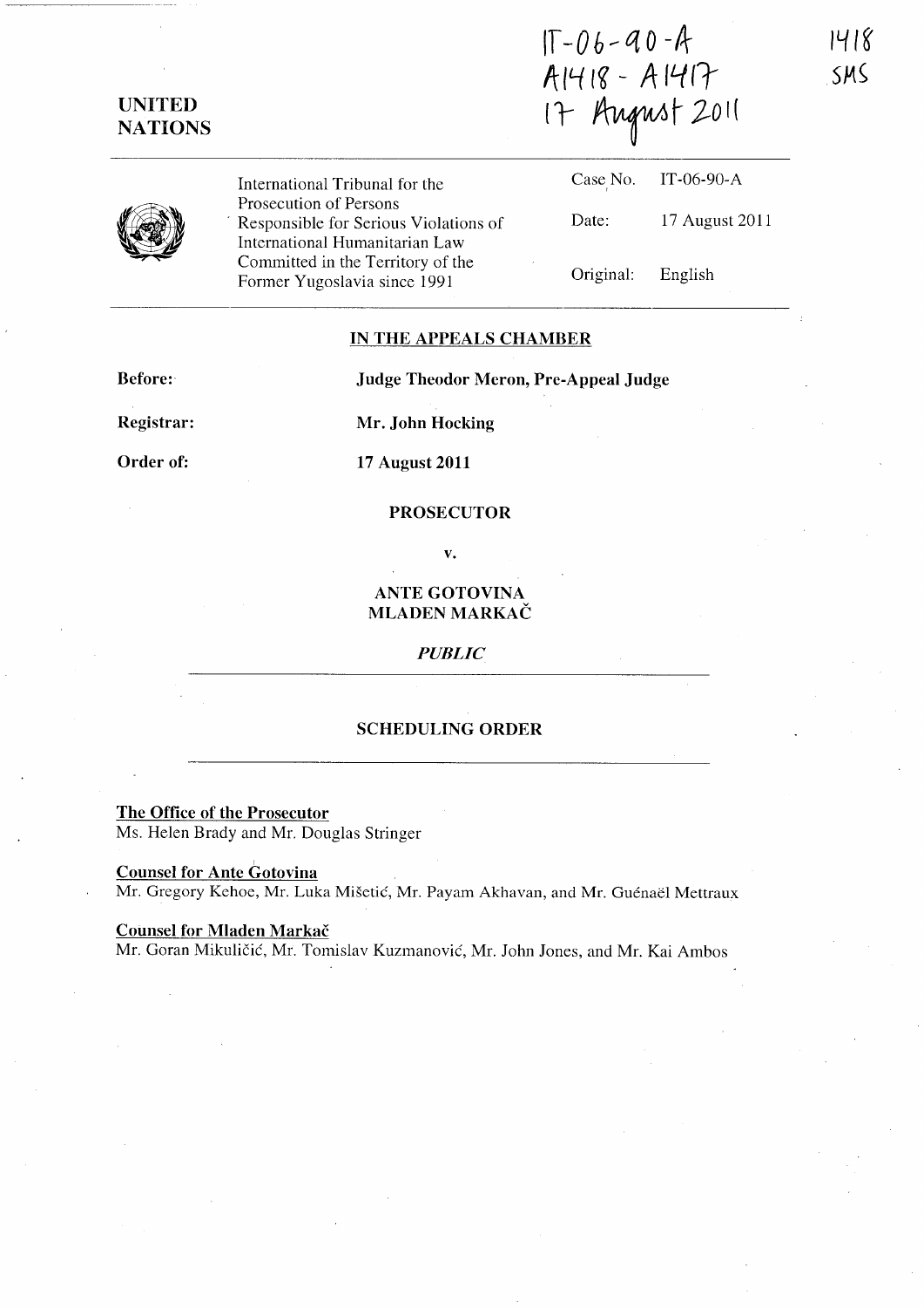IT-06-90-A
A1418 - A1417
17 August 2011

1418
SMS

**UNITED NATIONS**

International Tribunal for the Prosecution of Persons Responsible for Serious Violations of International Humanitarian Law Committed in the Territory of the Former Yugoslavia since 1991

Case No. IT-06-90-A

Date: 17 August 2011

Original: English

## IN THE APPEALS CHAMBER

**Before:** **Judge Theodor Meron, Pre-Appeal Judge**

**Registrar:** **Mr. John Hocking**

**Order of:** **17 August 2011**

**PROSECUTOR**

**v.**

**ANTE GOTOVINA**
**MLADEN MARKAČ**

*PUBLIC*

## SCHEDULING ORDER

**The Office of the Prosecutor**
Ms. Helen Brady and Mr. Douglas Stringer

**Counsel for Ante Gotovina**
Mr. Gregory Kehoe, Mr. Luka Mišetić, Mr. Payam Akhavan, and Mr. Guénaël Mettraux

**Counsel for Mladen Markač**
Mr. Goran Mikuličić, Mr. Tomislav Kuzmanović, Mr. John Jones, and Mr. Kai Ambos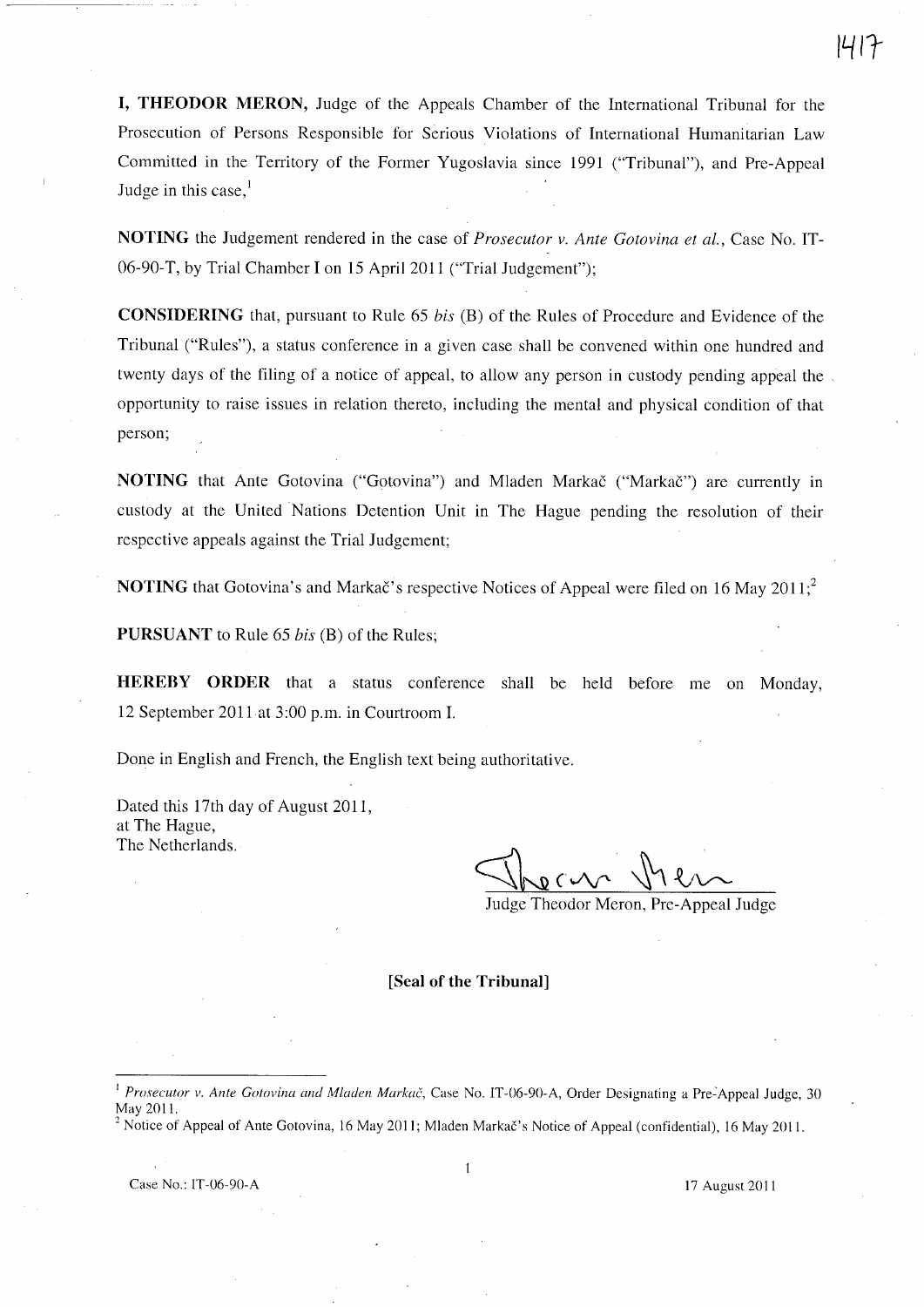**I, THEODOR MERON,** Judge of the Appeals Chamber of the International Tribunal for the Prosecution of Persons Responsible for Serious Violations of International Humanitarian Law Committed in the Territory of the Former Yugoslavia since 1991 ("Tribunal"), and Pre-Appeal Judge in this case,[1]

**NOTING** the Judgement rendered in the case of *Prosecutor v. Ante Gotovina et al.*, Case No. IT-06-90-T, by Trial Chamber I on 15 April 2011 ("Trial Judgement");

**CONSIDERING** that, pursuant to Rule 65 *bis* (B) of the Rules of Procedure and Evidence of the Tribunal ("Rules"), a status conference in a given case shall be convened within one hundred and twenty days of the filing of a notice of appeal, to allow any person in custody pending appeal the opportunity to raise issues in relation thereto, including the mental and physical condition of that person;

**NOTING** that Ante Gotovina ("Gotovina") and Mladen Markač ("Markač") are currently in custody at the United Nations Detention Unit in The Hague pending the resolution of their respective appeals against the Trial Judgement;

**NOTING** that Gotovina's and Markač's respective Notices of Appeal were filed on 16 May 2011;[2]

**PURSUANT** to Rule 65 *bis* (B) of the Rules;

**HEREBY ORDER** that a status conference shall be held before me on Monday, 12 September 2011 at 3:00 p.m. in Courtroom I.

Done in English and French, the English text being authoritative.

Dated this 17th day of August 2011,
at The Hague,
The Netherlands.

Judge Theodor Meron, Pre-Appeal Judge

**[Seal of the Tribunal]**

---

[1] *Prosecutor v. Ante Gotovina and Mladen Markač*, Case No. IT-06-90-A, Order Designating a Pre-Appeal Judge, 30 May 2011.

[2] Notice of Appeal of Ante Gotovina, 16 May 2011; Mladen Markač's Notice of Appeal (confidential), 16 May 2011.